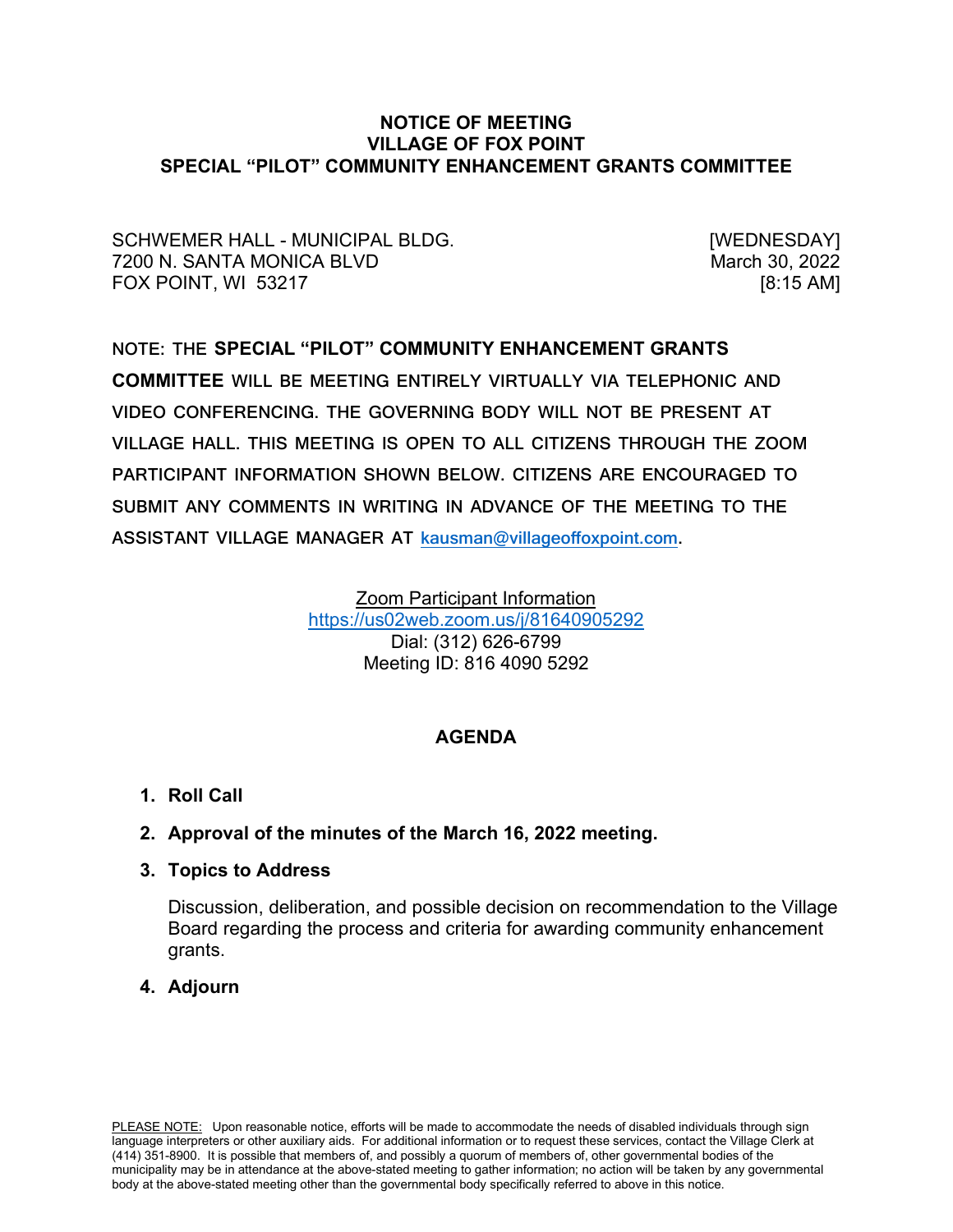# NOTICE OF MEETING
# VILLAGE OF FOX POINT
# SPECIAL "PILOT" COMMUNITY ENHANCEMENT GRANTS COMMITTEE

SCHWEMER HALL - MUNICIPAL BLDG.
7200 N. SANTA MONICA BLVD
FOX POINT, WI 53217

[WEDNESDAY]
March 30, 2022
[8:15 AM]

NOTE: THE **SPECIAL "PILOT" COMMUNITY ENHANCEMENT GRANTS COMMITTEE** WILL BE MEETING ENTIRELY VIRTUALLY VIA TELEPHONIC AND VIDEO CONFERENCING. THE GOVERNING BODY WILL NOT BE PRESENT AT VILLAGE HALL. THIS MEETING IS OPEN TO ALL CITIZENS THROUGH THE ZOOM PARTICIPANT INFORMATION SHOWN BELOW. CITIZENS ARE ENCOURAGED TO SUBMIT ANY COMMENTS IN WRITING IN ADVANCE OF THE MEETING TO THE ASSISTANT VILLAGE MANAGER AT kausman@villageoffoxpoint.com.

Zoom Participant Information
https://us02web.zoom.us/j/81640905292
Dial: (312) 626-6799
Meeting ID: 816 4090 5292

## AGENDA

1. **Roll Call**
2. **Approval of the minutes of the March 16, 2022 meeting.**
3. **Topics to Address**

   Discussion, deliberation, and possible decision on recommendation to the Village Board regarding the process and criteria for awarding community enhancement grants.
4. **Adjourn**

PLEASE NOTE: Upon reasonable notice, efforts will be made to accommodate the needs of disabled individuals through sign language interpreters or other auxiliary aids. For additional information or to request these services, contact the Village Clerk at (414) 351-8900. It is possible that members of, and possibly a quorum of members of, other governmental bodies of the municipality may be in attendance at the above-stated meeting to gather information; no action will be taken by any governmental body at the above-stated meeting other than the governmental body specifically referred to above in this notice.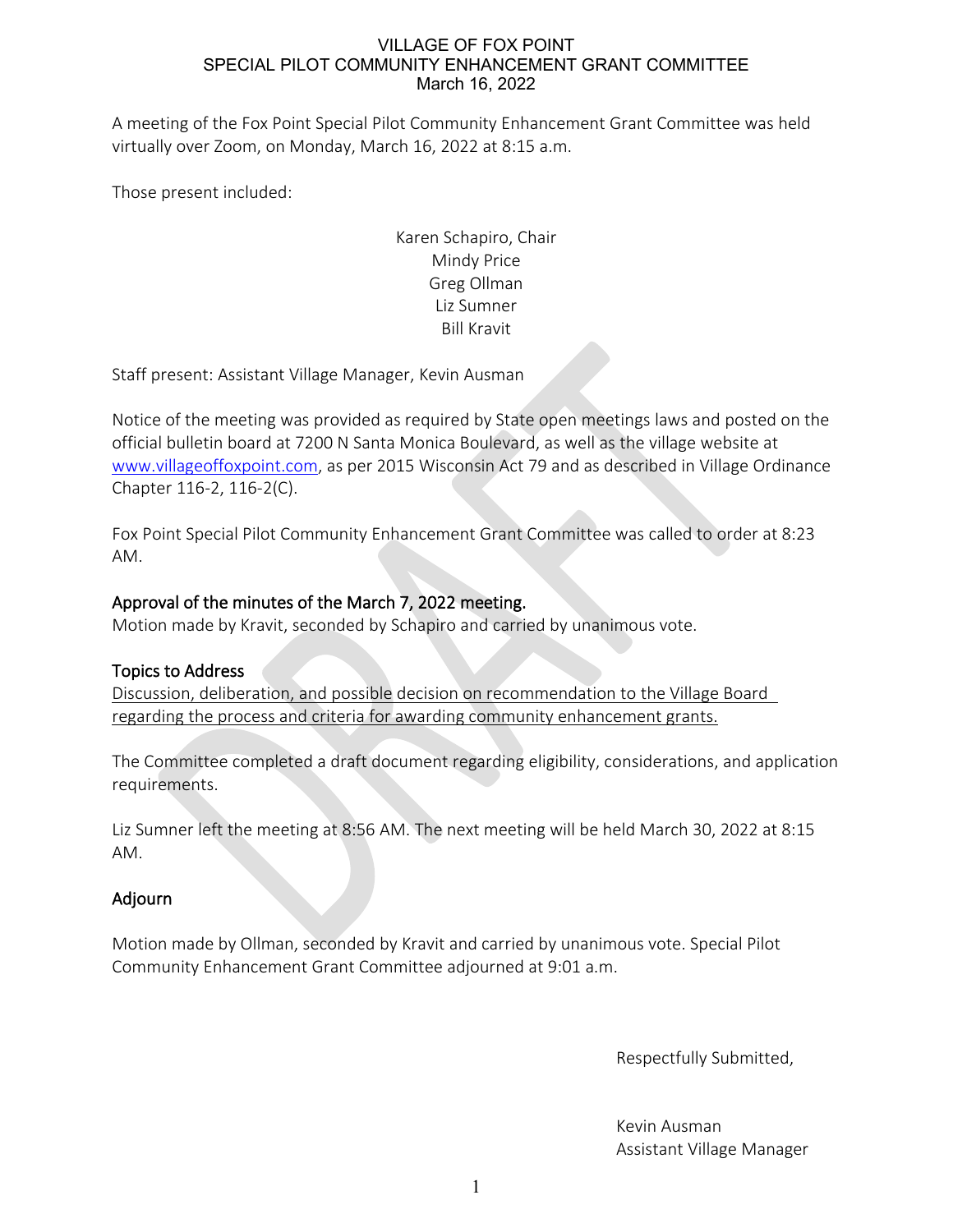# VILLAGE OF FOX POINT
## SPECIAL PILOT COMMUNITY ENHANCEMENT GRANT COMMITTEE
### March 16, 2022

A meeting of the Fox Point Special Pilot Community Enhancement Grant Committee was held virtually over Zoom, on Monday, March 16, 2022 at 8:15 a.m.

Those present included:

Karen Schapiro, Chair
Mindy Price
Greg Ollman
Liz Sumner
Bill Kravit

Staff present: Assistant Village Manager, Kevin Ausman

Notice of the meeting was provided as required by State open meetings laws and posted on the official bulletin board at 7200 N Santa Monica Boulevard, as well as the village website at [www.villageoffoxpoint.com](http://www.villageoffoxpoint.com), as per 2015 Wisconsin Act 79 and as described in Village Ordinance Chapter 116-2, 116-2(C).

Fox Point Special Pilot Community Enhancement Grant Committee was called to order at 8:23 AM.

## Approval of the minutes of the March 7, 2022 meeting.

Motion made by Kravit, seconded by Schapiro and carried by unanimous vote.

## Topics to Address

Discussion, deliberation, and possible decision on recommendation to the Village Board regarding the process and criteria for awarding community enhancement grants.

The Committee completed a draft document regarding eligibility, considerations, and application requirements.

Liz Sumner left the meeting at 8:56 AM. The next meeting will be held March 30, 2022 at 8:15 AM.

## Adjourn

Motion made by Ollman, seconded by Kravit and carried by unanimous vote. Special Pilot Community Enhancement Grant Committee adjourned at 9:01 a.m.

Respectfully Submitted,

Kevin Ausman
Assistant Village Manager